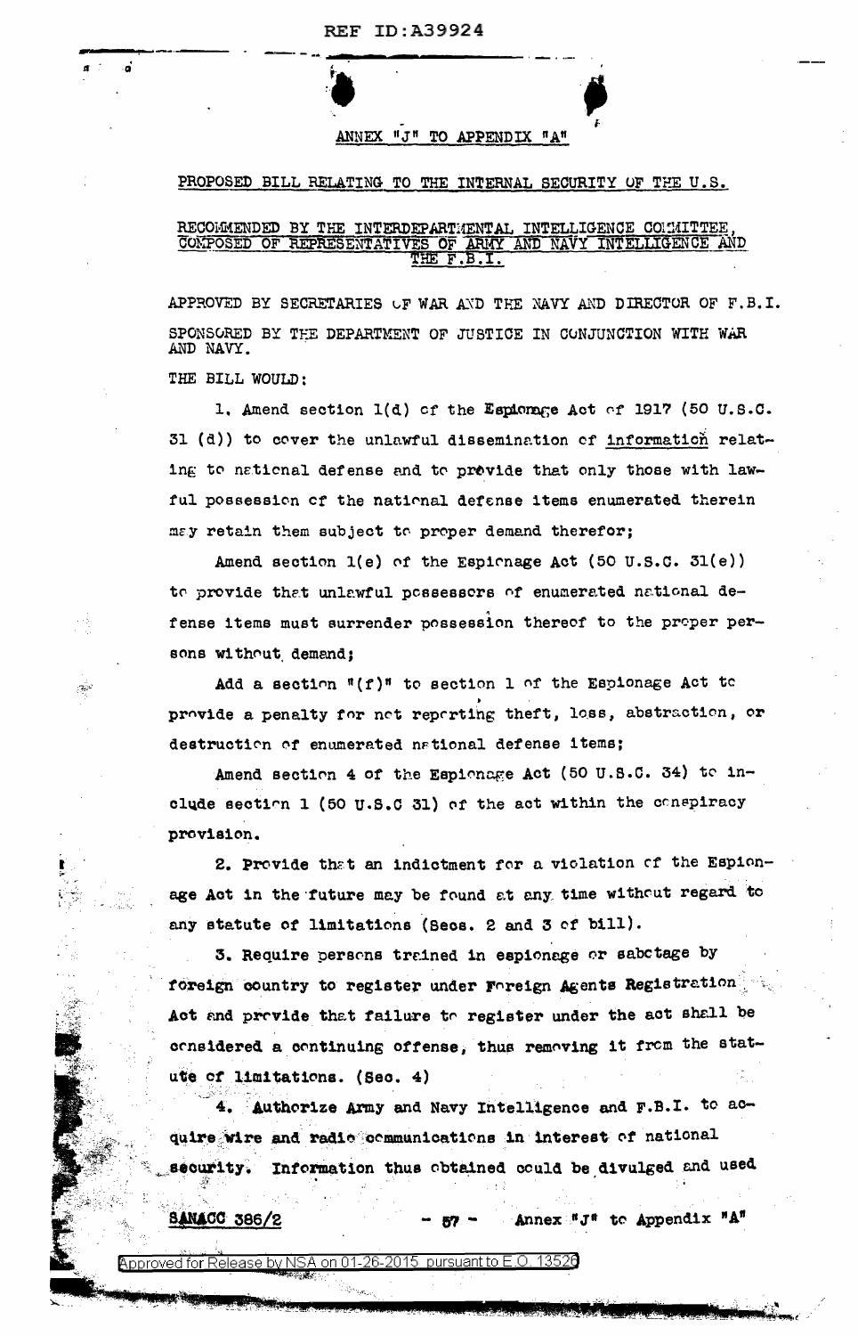REF ID:A39924

## ANNEX "J" TO APPENDIX "A"

### PROPOSED BILL RELATING TO THE INTERNAL SECURITY OF THE U.S.

### RECOMMENDED BY THE INTERDEPARTMENTAL INTELLIGENCE COMMITTEE, COMPOSED OF REPRESENTATIVES OF ARMY AND NAVY INTELLIGENCE AND THE F.B.I.

APPROVED BY SECRETARIES OF WAR AND THE NAVY AND DIRECTOR OF F.B.I.

SPONSORED BY THE DEPARTMENT OF JUSTICE IN CONJUNCTION WITH WAR AND NAVY.

THE BILL WOULD:

1. Amend section 1(d) of the Espionage Act of 1917 (50 U.S.C. 31 (d)) to cover the unlawful dissemination of information relating to national defense and to provide that only those with lawful possession of the national defense items enumerated therein may retain them subject to proper demand therefor;

   Amend section 1(e) of the Espionage Act (50 U.S.C. 31(e)) to provide that unlawful possessors of enumerated national defense items must surrender possession thereof to the proper persons without demand;

   Add a section "(f)" to section 1 of the Espionage Act to provide a penalty for not reporting theft, loss, abstraction, or destruction of enumerated national defense items;

   Amend section 4 of the Espionage Act (50 U.S.C. 34) to include section 1 (50 U.S.C 31) of the act within the conspiracy provision.

2. Provide that an indictment for a violation of the Espionage Act in the future may be found at any time without regard to any statute of limitations (Secs. 2 and 3 of bill).

3. Require persons trained in espionage or sabotage by foreign country to register under Foreign Agents Registration Act and provide that failure to register under the act shall be considered a continuing offense, thus removing it from the statute of limitations. (Sec. 4)

4. Authorize Army and Navy Intelligence and F.B.I. to acquire wire and radio communications in interest of national security. Information thus obtained could be divulged and used

SANACC 386/2 — Annex "J" to Appendix "A"

Approved for Release by NSA on 01-26-2015 pursuant to E.O. 13526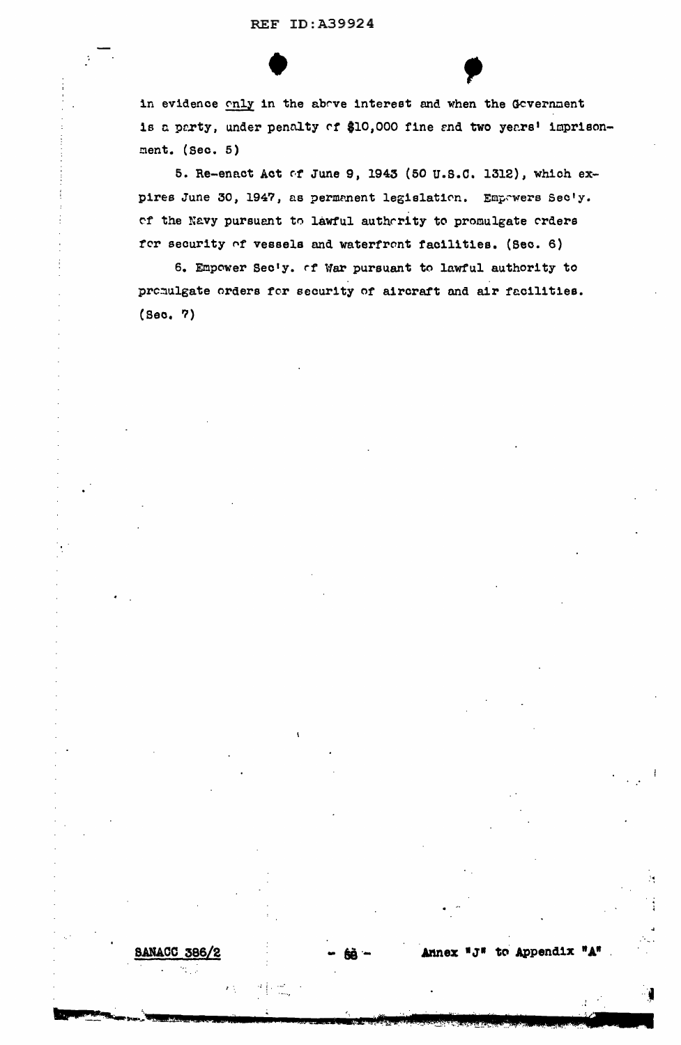in evidence only in the above interest and when the Government is a party, under penalty of $10,000 fine and two years' imprisonment. (Sec. 5)

5. Re-enact Act of June 9, 1943 (50 U.S.C. 1312), which expires June 30, 1947, as permanent legislation. Empowers Sec'y. of the Navy pursuant to lawful authority to promulgate orders for security of vessels and waterfront facilities. (Sec. 6)

6. Empower Sec'y. of War pursuant to lawful authority to promulgate orders for security of aircraft and air facilities. (Sec. 7)

SANACC 386/2 — Annex "J" to Appendix "A"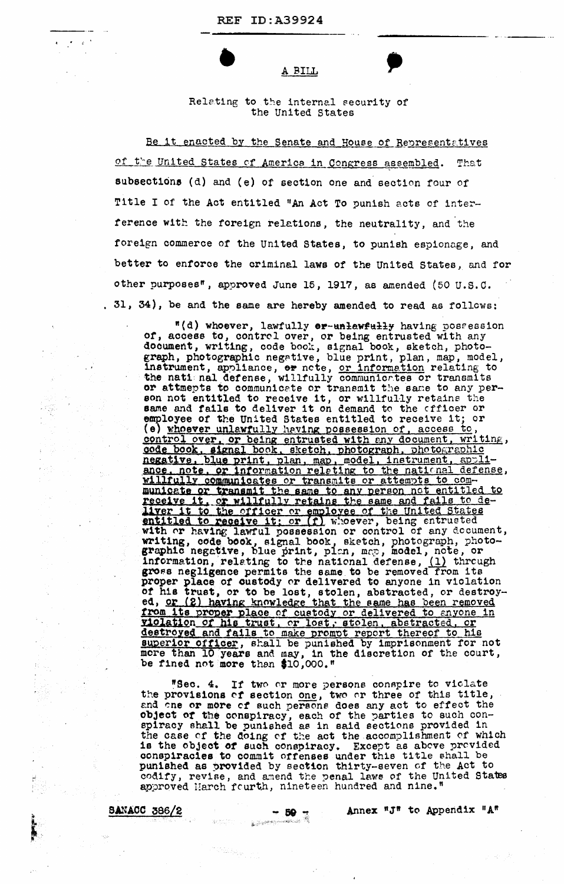# A BILL

Relating to the internal security of the United States

<u>Be it enacted by the Senate and House of Representatives of the United States of America in Congress assembled.</u> That subsections (d) and (e) of section one and section four of Title I of the Act entitled "An Act To punish acts of interference with the foreign relations, the neutrality, and the foreign commerce of the United States, to punish espionage, and better to enforce the criminal laws of the United States, and for other purposes", approved June 15, 1917, as amended (50 U.S.C. 31, 34), be and the same are hereby amended to read as follows:

> "(d) whoever, lawfully ~~or unlawfully~~ having possession of, access to, control over, or being entrusted with any document, writing, code book, signal book, sketch, photograph, photographic negative, blue print, plan, map, model, instrument, appliance, ~~or~~ note, <u>or information</u> relating to the national defense, willfully communicates or transmits or attempts to communicate or transmit the same to any person not entitled to receive it, or willfully retains the same and fails to deliver it on demand to the officer or employee of the United States entitled to receive it; or (e) <u>whoever unlawfully having possession of, access to, control over, or being entrusted with any document, writing, code book, signal book, sketch, photograph, photographic negative, blue print, plan, map, model, instrument, appliance, note, or information relating to the national defense, willfully communicates or transmits or attempts to communicate or transmit the same to any person not entitled to receive it, or willfully retains the same and fails to deliver it to the officer or employee of the United States entitled to receive it; or (f)</u> whoever, being entrusted with or having lawful possession or control of any document, writing, code book, signal book, sketch, photograph, photographic negative, blue print, plan, map, model, note, or information, relating to the national defense, <u>(1)</u> through gross negligence permits the same to be removed from its proper place of custody or delivered to anyone in violation of his trust, or to be lost, stolen, abstracted, or destroyed, <u>or (2) having knowledge that the same has been removed from its proper place of custody or delivered to anyone in violation of his trust, or lost, stolen, abstracted, or destroyed and fails to make prompt report thereof to his superior officer</u>, shall be punished by imprisonment for not more than 10 years and may, in the discretion of the court, be fined not more than $10,000."
>
> "Sec. 4. If two or more persons conspire to violate the provisions of section <u>one</u>, two or three of this title, and one or more of such persons does any act to effect the object of the conspiracy, each of the parties to such conspiracy shall be punished as in said sections provided in the case of the doing of the act the accomplishment of which is the object of such conspiracy. Except as above provided conspiracies to commit offenses under this title shall be punished as provided by section thirty-seven of the Act to codify, revise, and amend the penal laws of the United States approved March fourth, nineteen hundred and nine."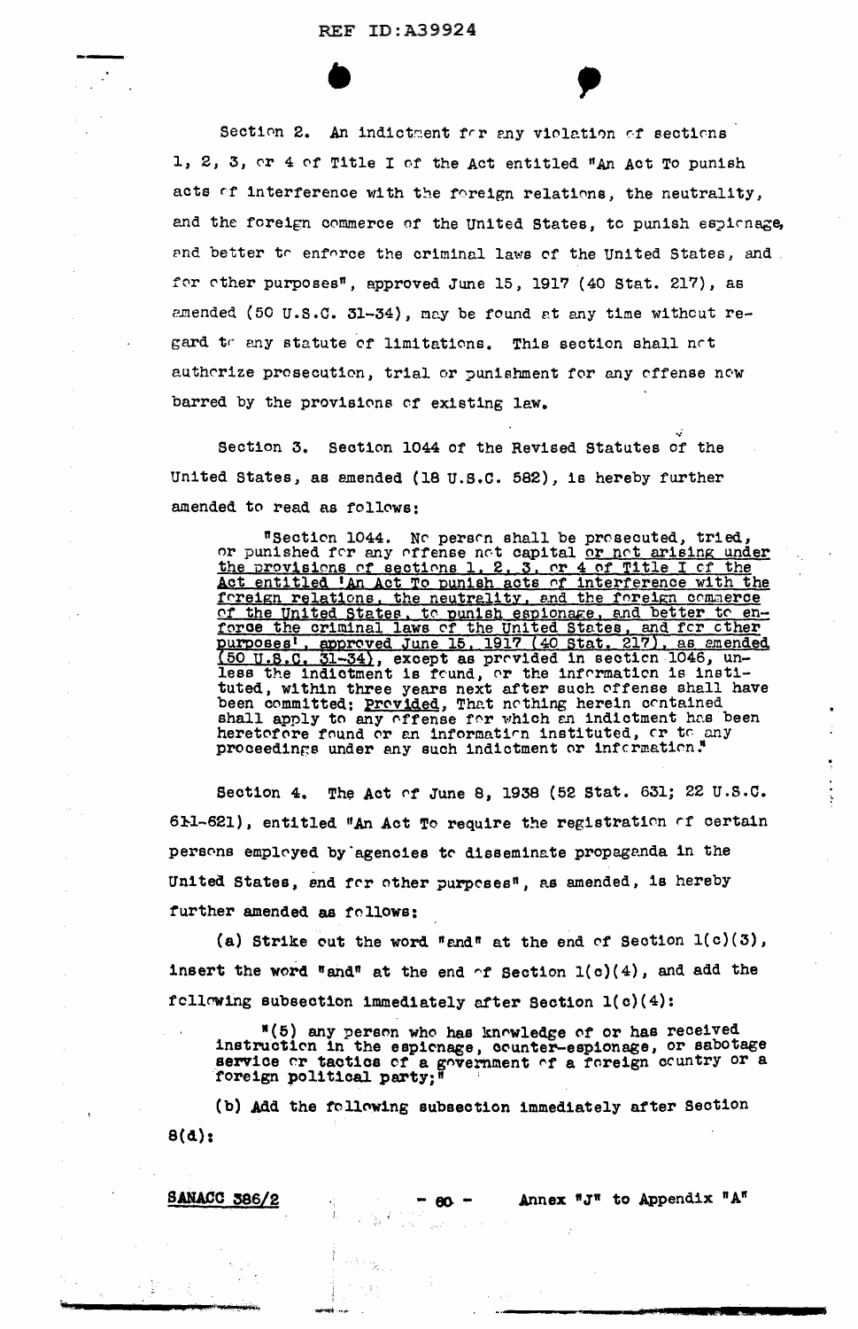Section 2. An indictment for any violation of sections 1, 2, 3, or 4 of Title I of the Act entitled "An Act To punish acts of interference with the foreign relations, the neutrality, and the foreign commerce of the United States, to punish espionage, and better to enforce the criminal laws of the United States, and for other purposes", approved June 15, 1917 (40 Stat. 217), as amended (50 U.S.C. 31-34), may be found at any time without regard to any statute of limitations. This section shall not authorize prosecution, trial or punishment for any offense now barred by the provisions of existing law.

Section 3. Section 1044 of the Revised Statutes of the United States, as amended (18 U.S.C. 582), is hereby further amended to read as follows:

> "Section 1044. No person shall be prosecuted, tried, or punished for any offense not capital or not arising under the provisions of sections 1, 2, 3, or 4 of Title I of the Act entitled 'An Act To punish acts of interference with the foreign relations, the neutrality, and the foreign commerce of the United States, to punish espionage, and better to enforce the criminal laws of the United States, and for other purposes', approved June 15, 1917 (40 Stat. 217), as amended (50 U.S.C. 31-34), except as provided in section 1046, unless the indictment is found, or the information is instituted, within three years next after such offense shall have been committed: Provided, That nothing herein contained shall apply to any offense for which an indictment has been heretofore found or an information instituted, or to any proceedings under any such indictment or information."

Section 4. The Act of June 8, 1938 (52 Stat. 631; 22 U.S.C. 611-621), entitled "An Act To require the registration of certain persons employed by agencies to disseminate propaganda in the United States, and for other purposes", as amended, is hereby further amended as follows:

(a) Strike out the word "and" at the end of Section 1(c)(3), insert the word "and" at the end of Section 1(c)(4), and add the following subsection immediately after Section 1(c)(4):

> "(5) any person who has knowledge of or has received instruction in the espionage, counter-espionage, or sabotage service or tactics of a government of a foreign country or a foreign political party;"

(b) Add the following subsection immediately after Section 8(d):

SANACC 386/2 — Annex "J" to Appendix "A"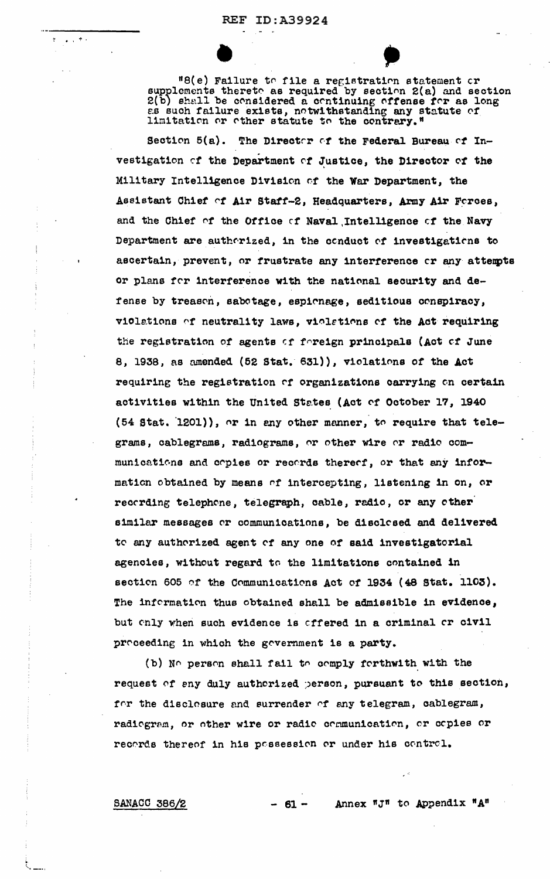"8(e) Failure to file a registration statement or supplements thereto as required by section 2(a) and section 2(b) shall be considered a continuing offense for as long as such failure exists, notwithstanding any statute of limitation or other statute to the contrary."

Section 5(a). The Director of the Federal Bureau of Investigation of the Department of Justice, the Director of the Military Intelligence Division of the War Department, the Assistant Chief of Air Staff-2, Headquarters, Army Air Forces, and the Chief of the Office of Naval Intelligence of the Navy Department are authorized, in the conduct of investigations to ascertain, prevent, or frustrate any interference or any attempts or plans for interference with the national security and defense by treason, sabotage, espionage, seditious conspiracy, violations of neutrality laws, violations of the Act requiring the registration of agents of foreign principals (Act of June 8, 1938, as amended (52 Stat. 631)), violations of the Act requiring the registration of organizations carrying on certain activities within the United States (Act of October 17, 1940 (54 Stat. 1201)), or in any other manner, to require that telegrams, cablegrams, radiograms, or other wire or radio communications and copies or records thereof, or that any information obtained by means of intercepting, listening in on, or recording telephone, telegraph, cable, radio, or any other similar messages or communications, be disclosed and delivered to any authorized agent of any one of said investigatorial agencies, without regard to the limitations contained in section 605 of the Communications Act of 1934 (48 Stat. 1103). The information thus obtained shall be admissible in evidence, but only when such evidence is offered in a criminal or civil proceeding in which the government is a party.

(b) No person shall fail to comply forthwith with the request of any duly authorized person, pursuant to this section, for the disclosure and surrender of any telegram, cablegram, radiogram, or other wire or radio communication, or copies or records thereof in his possession or under his control.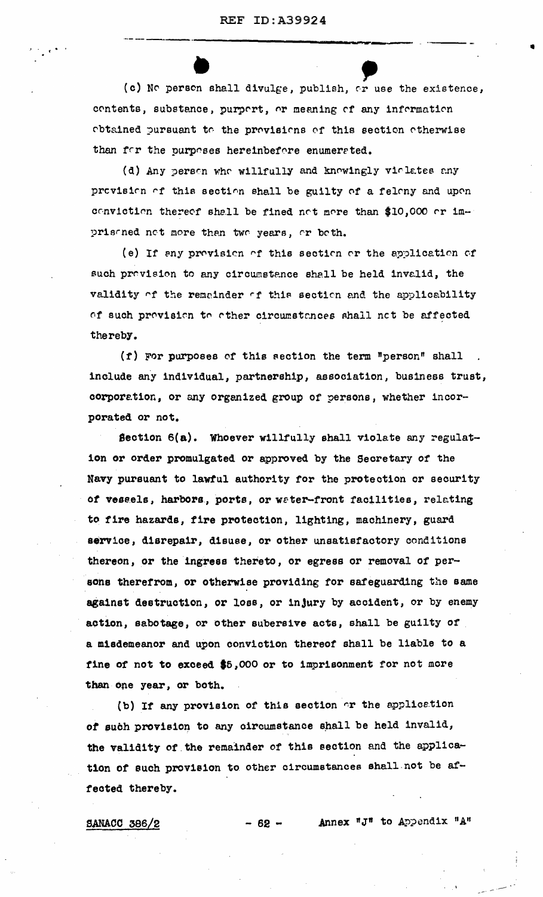(c) No person shall divulge, publish, or use the existence, contents, substance, purport, or meaning of any information obtained pursuant to the provisions of this section otherwise than for the purposes hereinbefore enumerated.

(d) Any person who willfully and knowingly violates any provision of this section shall be guilty of a felony and upon conviction thereof shall be fined not more than $10,000 or imprisoned not more than two years, or both.

(e) If any provision of this section or the application of such provision to any circumstance shall be held invalid, the validity of the remainder of this section and the applicability of such provision to other circumstances shall not be affected thereby.

(f) For purposes of this section the term "person" shall include any individual, partnership, association, business trust, corporation, or any organized group of persons, whether incorporated or not.

Section 6(a). Whoever willfully shall violate any regulation or order promulgated or approved by the Secretary of the Navy pursuant to lawful authority for the protection or security of vessels, harbors, ports, or water-front facilities, relating to fire hazards, fire protection, lighting, machinery, guard service, disrepair, disuse, or other unsatisfactory conditions thereon, or the ingress thereto, or egress or removal of persons therefrom, or otherwise providing for safeguarding the same against destruction, or loss, or injury by accident, or by enemy action, sabotage, or other subersive acts, shall be guilty of a misdemeanor and upon conviction thereof shall be liable to a fine of not to exceed $5,000 or to imprisonment for not more than one year, or both.

(b) If any provision of this section or the application of such provision to any circumstance shall be held invalid, the validity of the remainder of this section and the application of such provision to other circumstances shall not be affected thereby.

SANACC 386/2 &nbsp;&nbsp;&nbsp;&nbsp; Annex "J" to Appendix "A"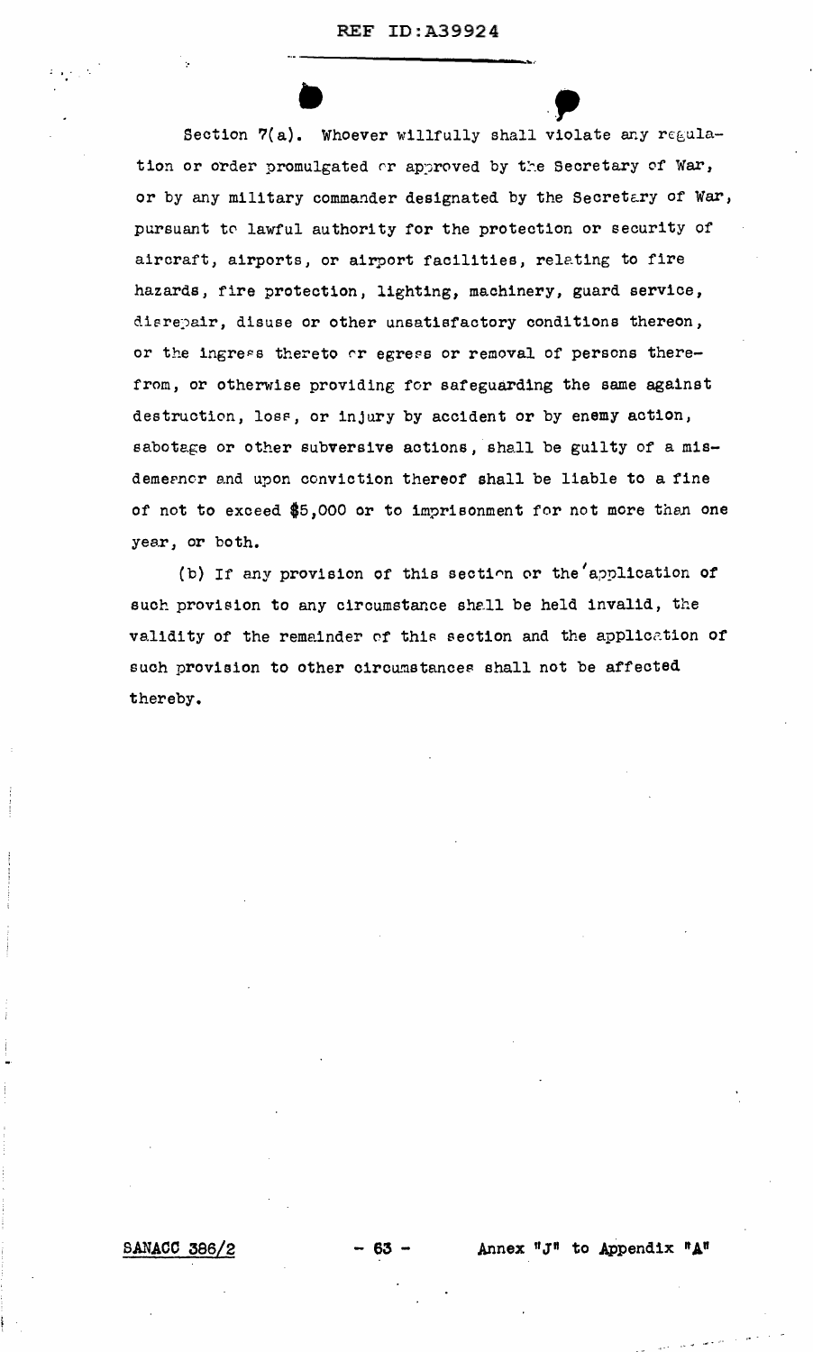Section 7(a). Whoever willfully shall violate any regulation or order promulgated or approved by the Secretary of War, or by any military commander designated by the Secretary of War, pursuant to lawful authority for the protection or security of aircraft, airports, or airport facilities, relating to fire hazards, fire protection, lighting, machinery, guard service, disrepair, disuse or other unsatisfactory conditions thereon, or the ingress thereto or egress or removal of persons therefrom, or otherwise providing for safeguarding the same against destruction, loss, or injury by accident or by enemy action, sabotage or other subversive actions, shall be guilty of a misdemeanor and upon conviction thereof shall be liable to a fine of not to exceed $5,000 or to imprisonment for not more than one year, or both.

(b) If any provision of this section or the application of such provision to any circumstance shall be held invalid, the validity of the remainder of this section and the application of such provision to other circumstances shall not be affected thereby.

SANACC 386/2 — Annex "J" to Appendix "A"